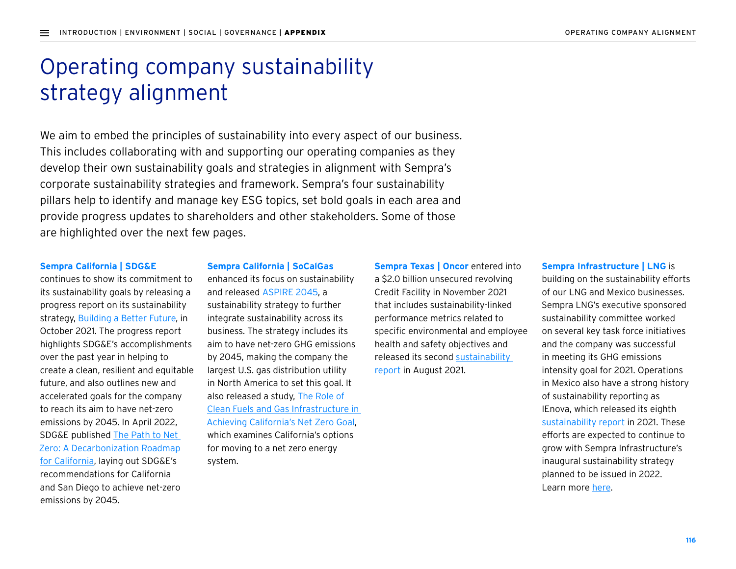# Operating company sustainability strategy alignment

We aim to embed the principles of sustainability into every aspect of our business. This includes collaborating with and supporting our operating companies as they develop their own sustainability goals and strategies in alignment with Sempra's corporate sustainability strategies and framework. Sempra's four sustainability pillars help to identify and manage key ESG topics, set bold goals in each area and provide progress updates to shareholders and other stakeholders. Some of those are highlighted over the next few pages.

**Sempra California | SDG&E** continues to show its commitment to its sustainability goals by releasing a progress report on its sustainability strategy, Building a Better Future, in October 2021. The progress report highlights SDG&E's accomplishments over the past year in helping to create a clean, resilient and equitable future, and also outlines new and accelerated goals for the company to reach its aim to have net-zero emissions by 2045. In April 2022, SDG&E published The Path to Net Zero: A Decarbonization Roadmap for California, laying out SDG&E's recommendations for California and San Diego to achieve net-zero emissions by 2045.

**Sempra California | SoCalGas** enhanced its focus on sustainability and released ASPIRE 2045, a sustainability strategy to further integrate sustainability across its business. The strategy includes its aim to have net-zero GHG emissions by 2045, making the company the largest U.S. gas distribution utility in North America to set this goal. It also released a study, The Role of Clean Fuels and Gas Infrastructure in Achieving California's Net Zero Goal, which examines California's options for moving to a net zero energy system.

**Sempra Texas | Oncor** entered into a $2.0 billion unsecured revolving Credit Facility in November 2021 that includes sustainability-linked performance metrics related to specific environmental and employee health and safety objectives and released its second sustainability report in August 2021.

**Sempra Infrastructure | LNG** is building on the sustainability efforts of our LNG and Mexico businesses. Sempra LNG's executive sponsored sustainability committee worked on several key task force initiatives and the company was successful in meeting its GHG emissions intensity goal for 2021. Operations in Mexico also have a strong history of sustainability reporting as IEnova, which released its eighth sustainability report in 2021. These efforts are expected to continue to grow with Sempra Infrastructure's inaugural sustainability strategy planned to be issued in 2022. Learn more here.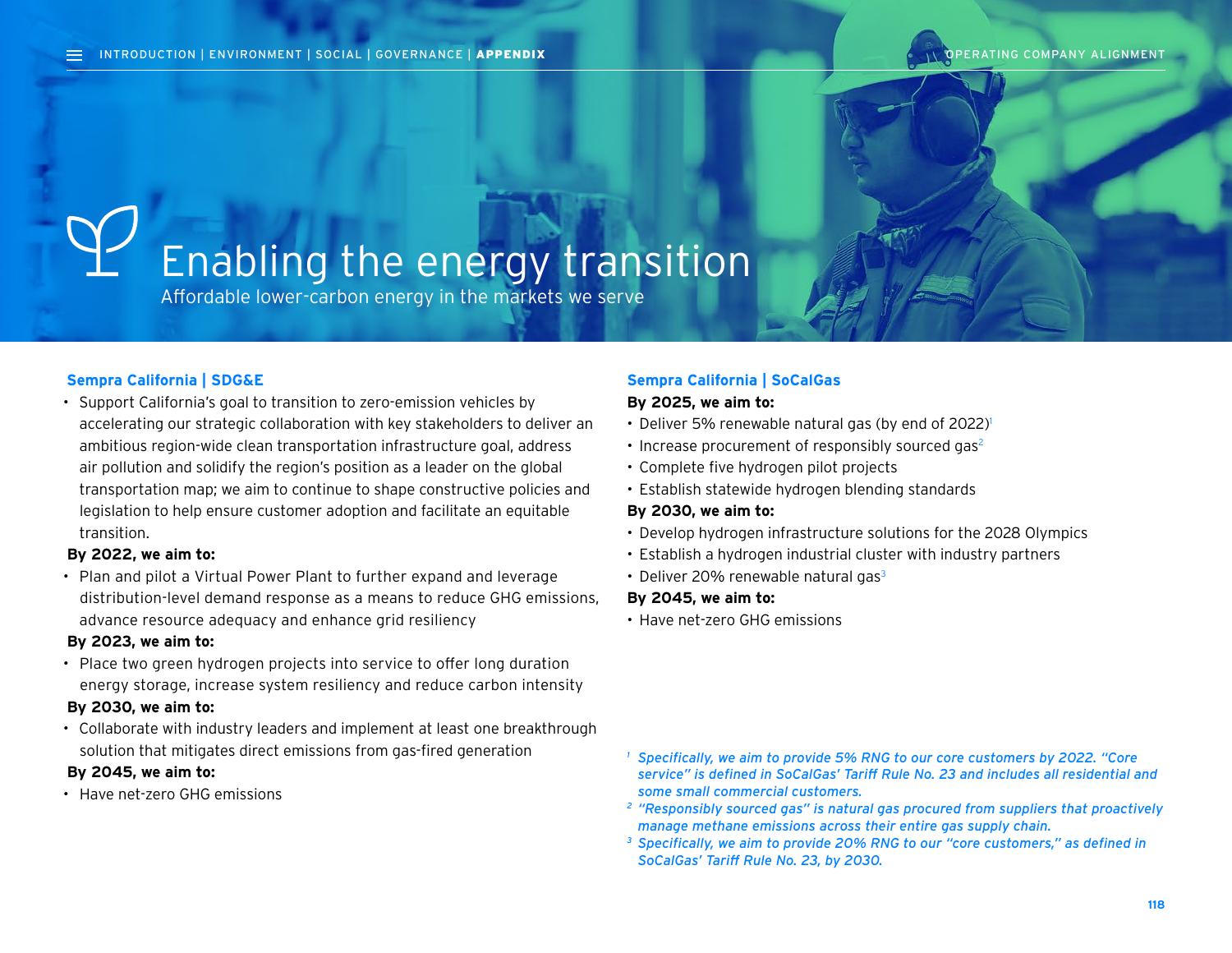# Enabling the energy transition

Affordable lower-carbon energy in the markets we serve

## Sempra California | SDG&E

- Support California's goal to transition to zero-emission vehicles by accelerating our strategic collaboration with key stakeholders to deliver an ambitious region-wide clean transportation infrastructure goal, address air pollution and solidify the region's position as a leader on the global transportation map; we aim to continue to shape constructive policies and legislation to help ensure customer adoption and facilitate an equitable transition.

**By 2022, we aim to:**

- Plan and pilot a Virtual Power Plant to further expand and leverage distribution-level demand response as a means to reduce GHG emissions, advance resource adequacy and enhance grid resiliency

**By 2023, we aim to:**

- Place two green hydrogen projects into service to offer long duration energy storage, increase system resiliency and reduce carbon intensity

**By 2030, we aim to:**

- Collaborate with industry leaders and implement at least one breakthrough solution that mitigates direct emissions from gas-fired generation

**By 2045, we aim to:**

- Have net-zero GHG emissions

## Sempra California | SoCalGas

**By 2025, we aim to:**

- Deliver 5% renewable natural gas (by end of 2022)[1]
- Increase procurement of responsibly sourced gas[2]
- Complete five hydrogen pilot projects
- Establish statewide hydrogen blending standards

**By 2030, we aim to:**

- Develop hydrogen infrastructure solutions for the 2028 Olympics
- Establish a hydrogen industrial cluster with industry partners
- Deliver 20% renewable natural gas[3]

**By 2045, we aim to:**

- Have net-zero GHG emissions

*[1] Specifically, we aim to provide 5% RNG to our core customers by 2022. "Core service" is defined in SoCalGas' Tariff Rule No. 23 and includes all residential and some small commercial customers.*

*[2] "Responsibly sourced gas" is natural gas procured from suppliers that proactively manage methane emissions across their entire gas supply chain.*

*[3] Specifically, we aim to provide 20% RNG to our "core customers," as defined in SoCalGas' Tariff Rule No. 23, by 2030.*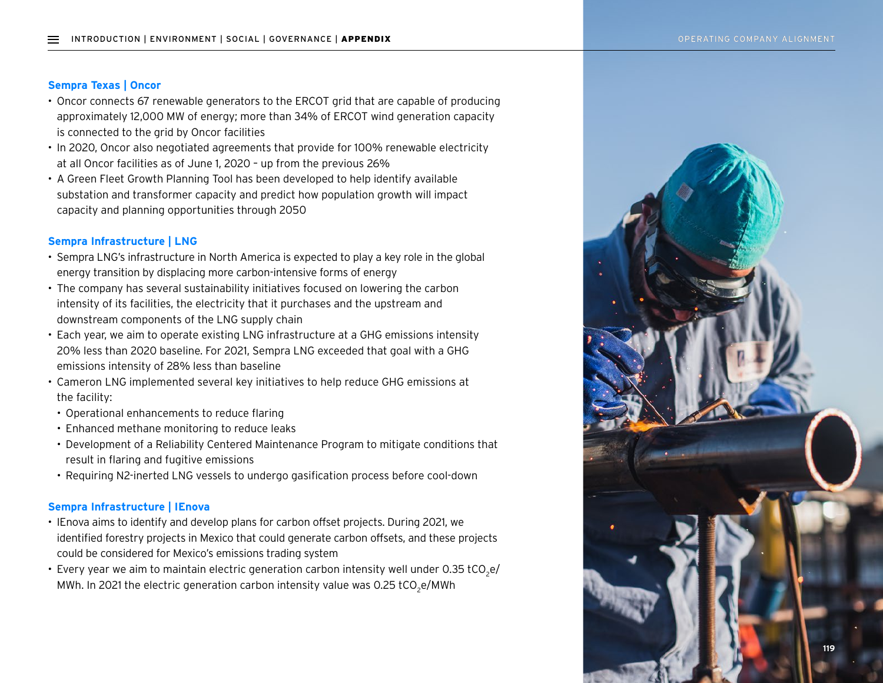## Sempra Texas | Oncor

- Oncor connects 67 renewable generators to the ERCOT grid that are capable of producing approximately 12,000 MW of energy; more than 34% of ERCOT wind generation capacity is connected to the grid by Oncor facilities
- In 2020, Oncor also negotiated agreements that provide for 100% renewable electricity at all Oncor facilities as of June 1, 2020 – up from the previous 26%
- A Green Fleet Growth Planning Tool has been developed to help identify available substation and transformer capacity and predict how population growth will impact capacity and planning opportunities through 2050

## Sempra Infrastructure | LNG

- Sempra LNG's infrastructure in North America is expected to play a key role in the global energy transition by displacing more carbon-intensive forms of energy
- The company has several sustainability initiatives focused on lowering the carbon intensity of its facilities, the electricity that it purchases and the upstream and downstream components of the LNG supply chain
- Each year, we aim to operate existing LNG infrastructure at a GHG emissions intensity 20% less than 2020 baseline. For 2021, Sempra LNG exceeded that goal with a GHG emissions intensity of 28% less than baseline
- Cameron LNG implemented several key initiatives to help reduce GHG emissions at the facility:
  - Operational enhancements to reduce flaring
  - Enhanced methane monitoring to reduce leaks
  - Development of a Reliability Centered Maintenance Program to mitigate conditions that result in flaring and fugitive emissions
  - Requiring N2-inerted LNG vessels to undergo gasification process before cool-down

## Sempra Infrastructure | IEnova

- IEnova aims to identify and develop plans for carbon offset projects. During 2021, we identified forestry projects in Mexico that could generate carbon offsets, and these projects could be considered for Mexico's emissions trading system
- Every year we aim to maintain electric generation carbon intensity well under 0.35 $tCO_2e$/MWh. In 2021 the electric generation carbon intensity value was 0.25 $tCO_2e$/MWh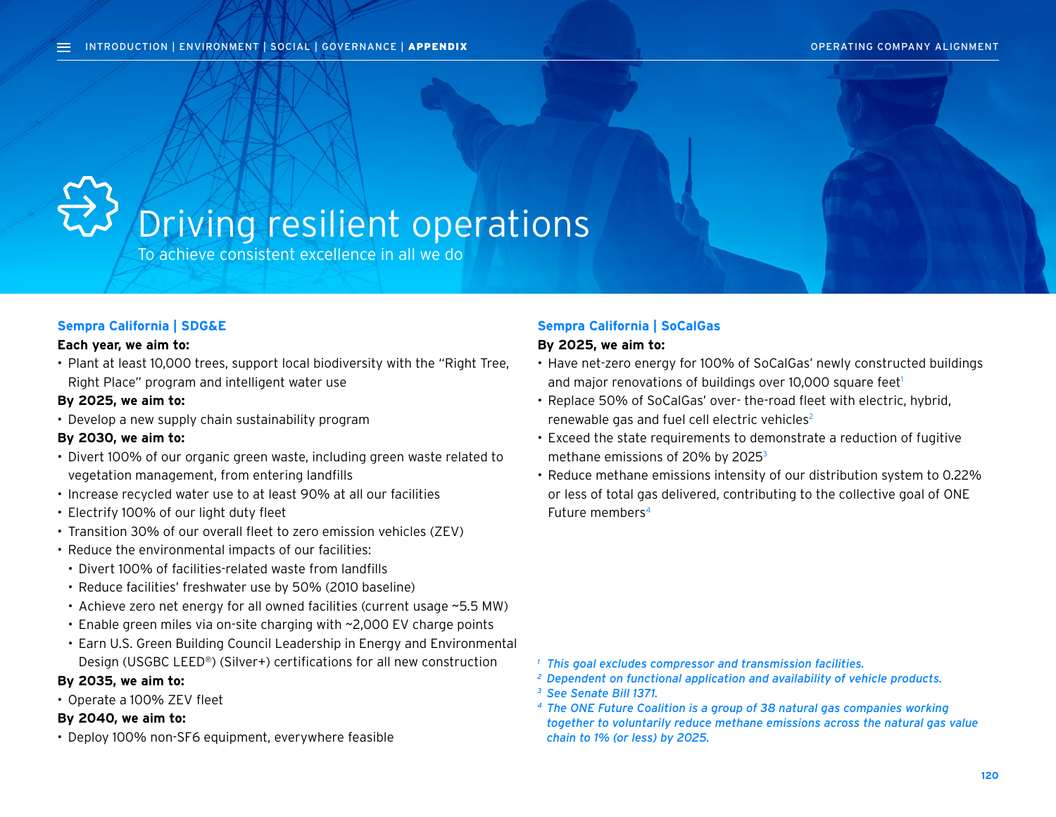# Driving resilient operations

To achieve consistent excellence in all we do

## Sempra California | SDG&E

**Each year, we aim to:**

- Plant at least 10,000 trees, support local biodiversity with the "Right Tree, Right Place" program and intelligent water use

**By 2025, we aim to:**

- Develop a new supply chain sustainability program

**By 2030, we aim to:**

- Divert 100% of our organic green waste, including green waste related to vegetation management, from entering landfills
- Increase recycled water use to at least 90% at all our facilities
- Electrify 100% of our light duty fleet
- Transition 30% of our overall fleet to zero emission vehicles (ZEV)
- Reduce the environmental impacts of our facilities:
  - Divert 100% of facilities-related waste from landfills
  - Reduce facilities' freshwater use by 50% (2010 baseline)
  - Achieve zero net energy for all owned facilities (current usage ~5.5 MW)
  - Enable green miles via on-site charging with ~2,000 EV charge points
  - Earn U.S. Green Building Council Leadership in Energy and Environmental Design (USGBC LEED®) (Silver+) certifications for all new construction

**By 2035, we aim to:**

- Operate a 100% ZEV fleet

**By 2040, we aim to:**

- Deploy 100% non-$SF_6$ equipment, everywhere feasible

## Sempra California | SoCalGas

**By 2025, we aim to:**

- Have net-zero energy for 100% of SoCalGas' newly constructed buildings and major renovations of buildings over 10,000 square feet[1]
- Replace 50% of SoCalGas' over- the-road fleet with electric, hybrid, renewable gas and fuel cell electric vehicles[2]
- Exceed the state requirements to demonstrate a reduction of fugitive methane emissions of 20% by 2025[3]
- Reduce methane emissions intensity of our distribution system to 0.22% or less of total gas delivered, contributing to the collective goal of ONE Future members[4]

*[1] This goal excludes compressor and transmission facilities.*

*[2] Dependent on functional application and availability of vehicle products.*

*[3] See Senate Bill 1371.*

*[4] The ONE Future Coalition is a group of 38 natural gas companies working together to voluntarily reduce methane emissions across the natural gas value chain to 1% (or less) by 2025.*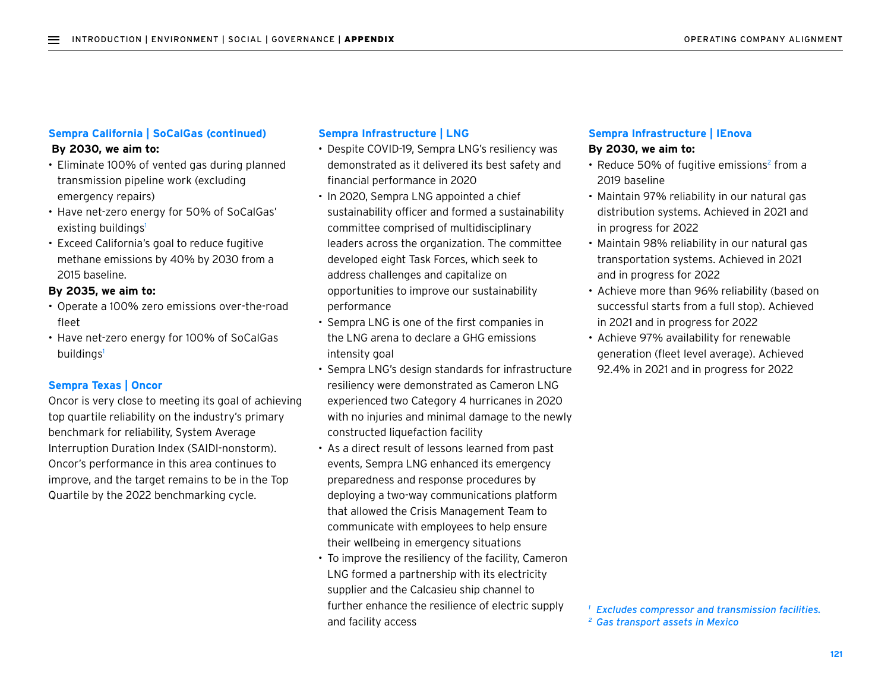### Sempra California | SoCalGas (continued)

**By 2030, we aim to:**

- Eliminate 100% of vented gas during planned transmission pipeline work (excluding emergency repairs)
- Have net-zero energy for 50% of SoCalGas' existing buildings[1]
- Exceed California's goal to reduce fugitive methane emissions by 40% by 2030 from a 2015 baseline.

**By 2035, we aim to:**

- Operate a 100% zero emissions over-the-road fleet
- Have net-zero energy for 100% of SoCalGas buildings[1]

### Sempra Texas | Oncor

Oncor is very close to meeting its goal of achieving top quartile reliability on the industry's primary benchmark for reliability, System Average Interruption Duration Index (SAIDI-nonstorm). Oncor's performance in this area continues to improve, and the target remains to be in the Top Quartile by the 2022 benchmarking cycle.

### Sempra Infrastructure | LNG

- Despite COVID-19, Sempra LNG's resiliency was demonstrated as it delivered its best safety and financial performance in 2020
- In 2020, Sempra LNG appointed a chief sustainability officer and formed a sustainability committee comprised of multidisciplinary leaders across the organization. The committee developed eight Task Forces, which seek to address challenges and capitalize on opportunities to improve our sustainability performance
- Sempra LNG is one of the first companies in the LNG arena to declare a GHG emissions intensity goal
- Sempra LNG's design standards for infrastructure resiliency were demonstrated as Cameron LNG experienced two Category 4 hurricanes in 2020 with no injuries and minimal damage to the newly constructed liquefaction facility
- As a direct result of lessons learned from past events, Sempra LNG enhanced its emergency preparedness and response procedures by deploying a two-way communications platform that allowed the Crisis Management Team to communicate with employees to help ensure their wellbeing in emergency situations
- To improve the resiliency of the facility, Cameron LNG formed a partnership with its electricity supplier and the Calcasieu ship channel to further enhance the resilience of electric supply and facility access

### Sempra Infrastructure | IEnova

**By 2030, we aim to:**

- Reduce 50% of fugitive emissions[2] from a 2019 baseline
- Maintain 97% reliability in our natural gas distribution systems. Achieved in 2021 and in progress for 2022
- Maintain 98% reliability in our natural gas transportation systems. Achieved in 2021 and in progress for 2022
- Achieve more than 96% reliability (based on successful starts from a full stop). Achieved in 2021 and in progress for 2022
- Achieve 97% availability for renewable generation (fleet level average). Achieved 92.4% in 2021 and in progress for 2022

*[1] Excludes compressor and transmission facilities.*
*[2] Gas transport assets in Mexico*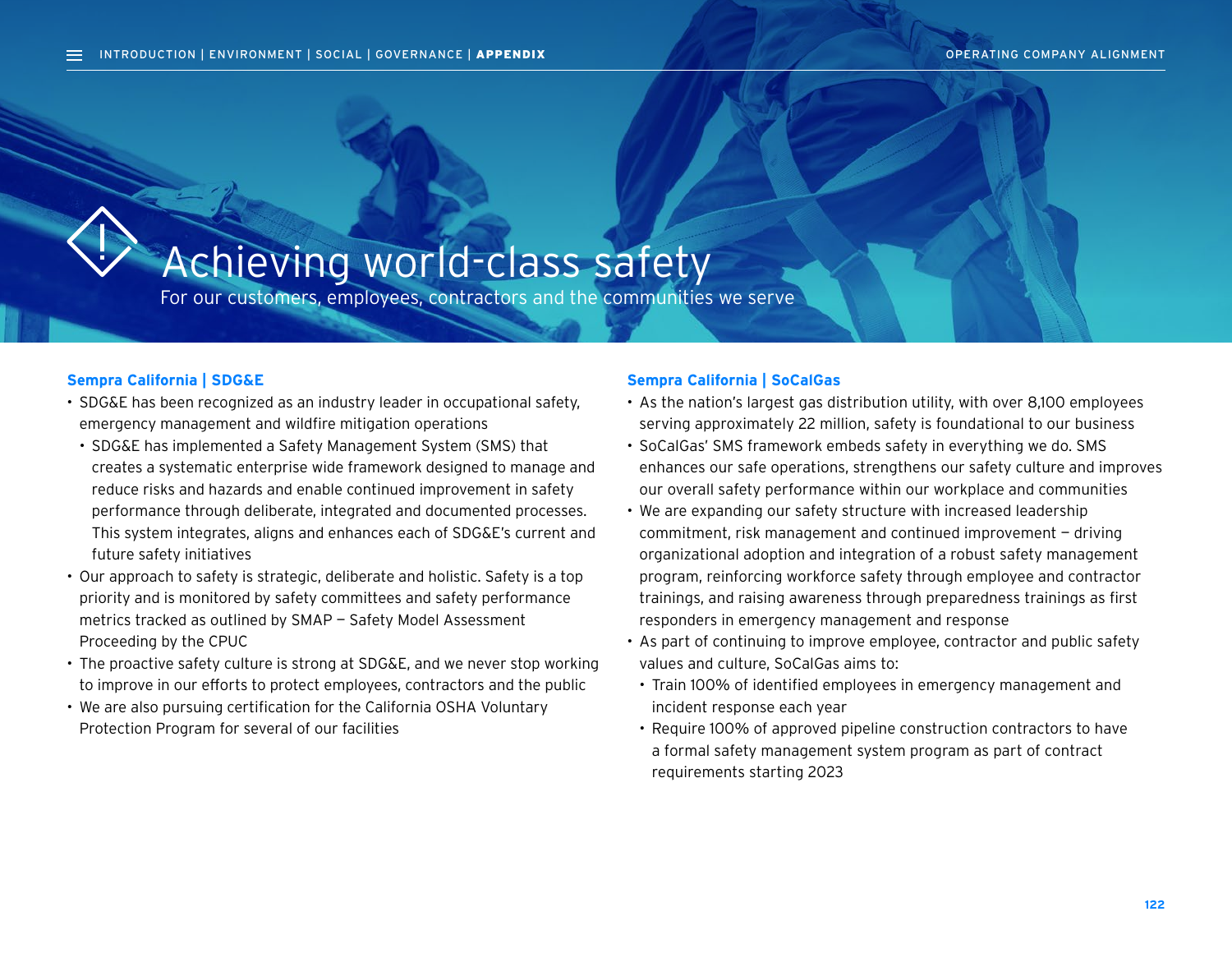# Achieving world-class safety

For our customers, employees, contractors and the communities we serve

## Sempra California | SDG&E

- SDG&E has been recognized as an industry leader in occupational safety, emergency management and wildfire mitigation operations
  - SDG&E has implemented a Safety Management System (SMS) that creates a systematic enterprise wide framework designed to manage and reduce risks and hazards and enable continued improvement in safety performance through deliberate, integrated and documented processes. This system integrates, aligns and enhances each of SDG&E's current and future safety initiatives
- Our approach to safety is strategic, deliberate and holistic. Safety is a top priority and is monitored by safety committees and safety performance metrics tracked as outlined by SMAP – Safety Model Assessment Proceeding by the CPUC
- The proactive safety culture is strong at SDG&E, and we never stop working to improve in our efforts to protect employees, contractors and the public
- We are also pursuing certification for the California OSHA Voluntary Protection Program for several of our facilities

## Sempra California | SoCalGas

- As the nation's largest gas distribution utility, with over 8,100 employees serving approximately 22 million, safety is foundational to our business
- SoCalGas' SMS framework embeds safety in everything we do. SMS enhances our safe operations, strengthens our safety culture and improves our overall safety performance within our workplace and communities
- We are expanding our safety structure with increased leadership commitment, risk management and continued improvement – driving organizational adoption and integration of a robust safety management program, reinforcing workforce safety through employee and contractor trainings, and raising awareness through preparedness trainings as first responders in emergency management and response
- As part of continuing to improve employee, contractor and public safety values and culture, SoCalGas aims to:
  - Train 100% of identified employees in emergency management and incident response each year
  - Require 100% of approved pipeline construction contractors to have a formal safety management system program as part of contract requirements starting 2023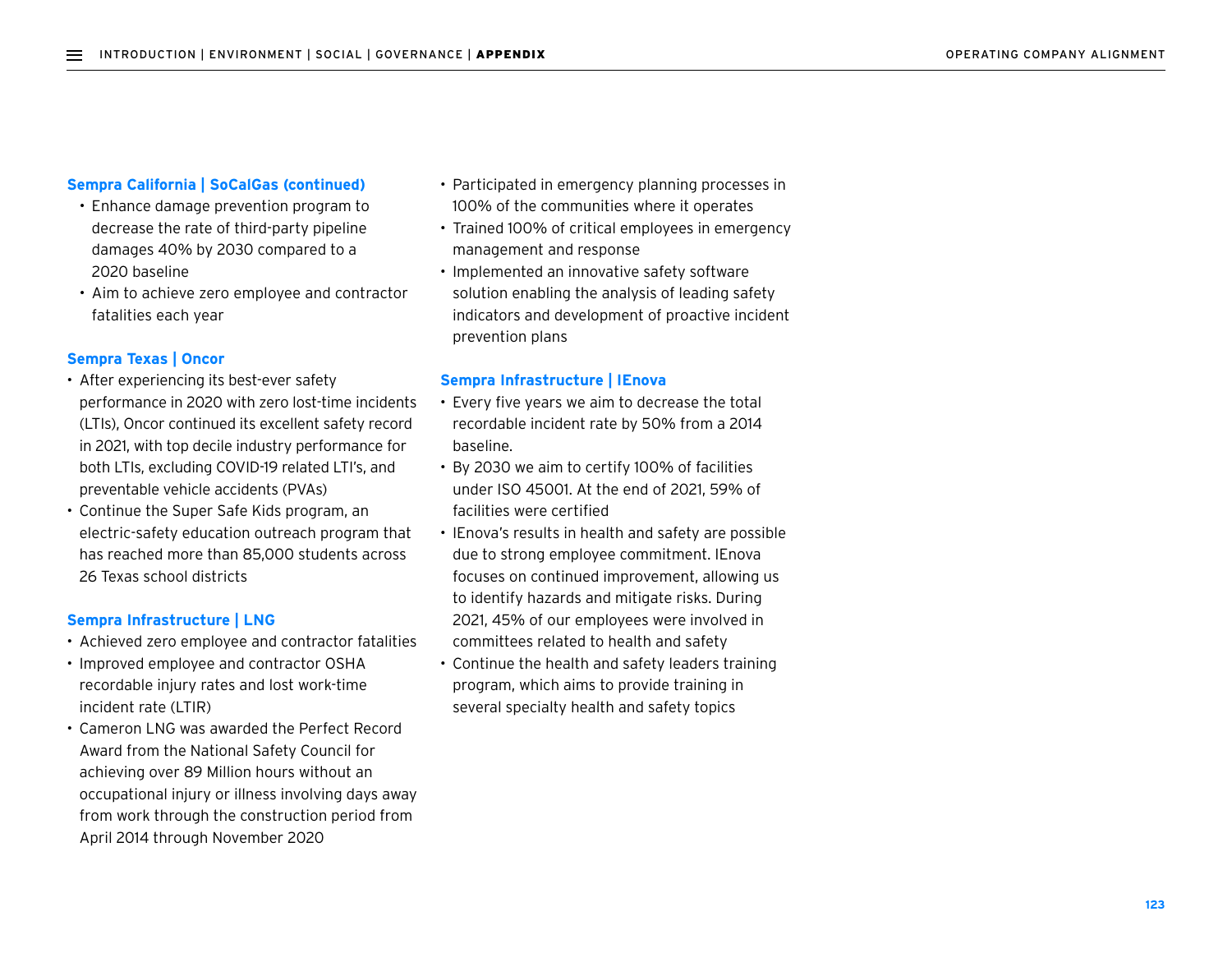### Sempra California | SoCalGas (continued)

- Enhance damage prevention program to decrease the rate of third-party pipeline damages 40% by 2030 compared to a 2020 baseline
- Aim to achieve zero employee and contractor fatalities each year

### Sempra Texas | Oncor

- After experiencing its best-ever safety performance in 2020 with zero lost-time incidents (LTIs), Oncor continued its excellent safety record in 2021, with top decile industry performance for both LTIs, excluding COVID-19 related LTI's, and preventable vehicle accidents (PVAs)
- Continue the Super Safe Kids program, an electric-safety education outreach program that has reached more than 85,000 students across 26 Texas school districts

### Sempra Infrastructure | LNG

- Achieved zero employee and contractor fatalities
- Improved employee and contractor OSHA recordable injury rates and lost work-time incident rate (LTIR)
- Cameron LNG was awarded the Perfect Record Award from the National Safety Council for achieving over 89 Million hours without an occupational injury or illness involving days away from work through the construction period from April 2014 through November 2020
- Participated in emergency planning processes in 100% of the communities where it operates
- Trained 100% of critical employees in emergency management and response
- Implemented an innovative safety software solution enabling the analysis of leading safety indicators and development of proactive incident prevention plans

### Sempra Infrastructure | IEnova

- Every five years we aim to decrease the total recordable incident rate by 50% from a 2014 baseline.
- By 2030 we aim to certify 100% of facilities under ISO 45001. At the end of 2021, 59% of facilities were certified
- IEnova's results in health and safety are possible due to strong employee commitment. IEnova focuses on continued improvement, allowing us to identify hazards and mitigate risks. During 2021, 45% of our employees were involved in committees related to health and safety
- Continue the health and safety leaders training program, which aims to provide training in several specialty health and safety topics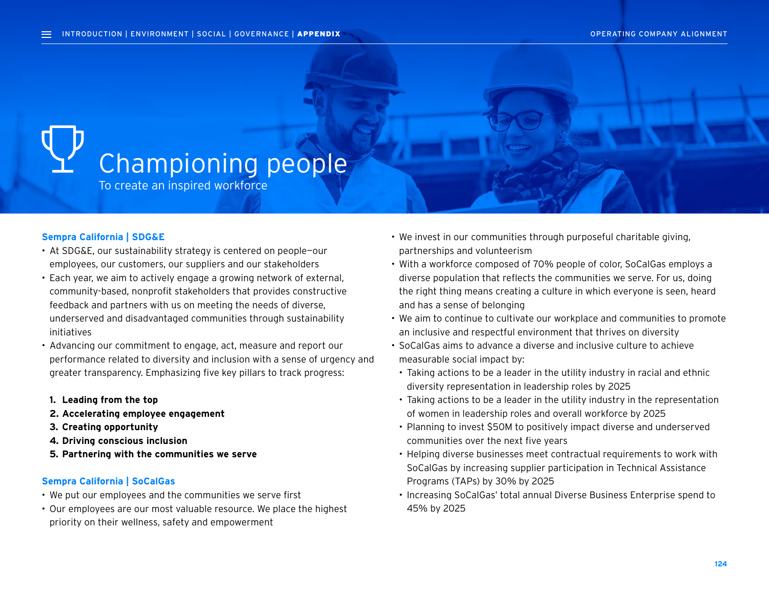# Championing people

To create an inspired workforce

## Sempra California | SDG&E

- At SDG&E, our sustainability strategy is centered on people—our employees, our customers, our suppliers and our stakeholders
- Each year, we aim to actively engage a growing network of external, community-based, nonprofit stakeholders that provides constructive feedback and partners with us on meeting the needs of diverse, underserved and disadvantaged communities through sustainability initiatives
- Advancing our commitment to engage, act, measure and report our performance related to diversity and inclusion with a sense of urgency and greater transparency. Emphasizing five key pillars to track progress:

1. **Leading from the top**
2. **Accelerating employee engagement**
3. **Creating opportunity**
4. **Driving conscious inclusion**
5. **Partnering with the communities we serve**

## Sempra California | SoCalGas

- We put our employees and the communities we serve first
- Our employees are our most valuable resource. We place the highest priority on their wellness, safety and empowerment
- We invest in our communities through purposeful charitable giving, partnerships and volunteerism
- With a workforce composed of 70% people of color, SoCalGas employs a diverse population that reflects the communities we serve. For us, doing the right thing means creating a culture in which everyone is seen, heard and has a sense of belonging
- We aim to continue to cultivate our workplace and communities to promote an inclusive and respectful environment that thrives on diversity
- SoCalGas aims to advance a diverse and inclusive culture to achieve measurable social impact by:
  - Taking actions to be a leader in the utility industry in racial and ethnic diversity representation in leadership roles by 2025
  - Taking actions to be a leader in the utility industry in the representation of women in leadership roles and overall workforce by 2025
  - Planning to invest $50M to positively impact diverse and underserved communities over the next five years
  - Helping diverse businesses meet contractual requirements to work with SoCalGas by increasing supplier participation in Technical Assistance Programs (TAPs) by 30% by 2025
  - Increasing SoCalGas' total annual Diverse Business Enterprise spend to 45% by 2025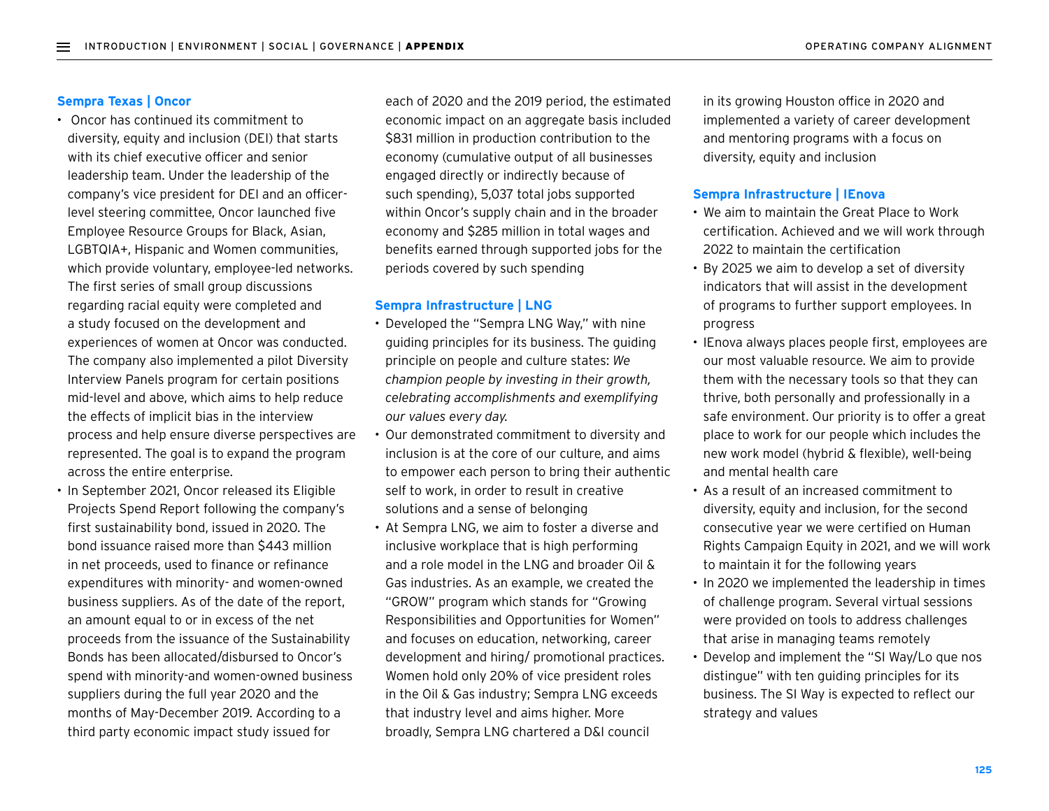### Sempra Texas | Oncor

- Oncor has continued its commitment to diversity, equity and inclusion (DEI) that starts with its chief executive officer and senior leadership team. Under the leadership of the company's vice president for DEI and an officer-level steering committee, Oncor launched five Employee Resource Groups for Black, Asian, LGBTQIA+, Hispanic and Women communities, which provide voluntary, employee-led networks. The first series of small group discussions regarding racial equity were completed and a study focused on the development and experiences of women at Oncor was conducted. The company also implemented a pilot Diversity Interview Panels program for certain positions mid-level and above, which aims to help reduce the effects of implicit bias in the interview process and help ensure diverse perspectives are represented. The goal is to expand the program across the entire enterprise.
- In September 2021, Oncor released its Eligible Projects Spend Report following the company's first sustainability bond, issued in 2020. The bond issuance raised more than $443 million in net proceeds, used to finance or refinance expenditures with minority- and women-owned business suppliers. As of the date of the report, an amount equal to or in excess of the net proceeds from the issuance of the Sustainability Bonds has been allocated/disbursed to Oncor's spend with minority-and women-owned business suppliers during the full year 2020 and the months of May-December 2019. According to a third party economic impact study issued for each of 2020 and the 2019 period, the estimated economic impact on an aggregate basis included $831 million in production contribution to the economy (cumulative output of all businesses engaged directly or indirectly because of such spending), 5,037 total jobs supported within Oncor's supply chain and in the broader economy and $285 million in total wages and benefits earned through supported jobs for the periods covered by such spending

### Sempra Infrastructure | LNG

- Developed the "Sempra LNG Way," with nine guiding principles for its business. The guiding principle on people and culture states: *We champion people by investing in their growth, celebrating accomplishments and exemplifying our values every day.*
- Our demonstrated commitment to diversity and inclusion is at the core of our culture, and aims to empower each person to bring their authentic self to work, in order to result in creative solutions and a sense of belonging
- At Sempra LNG, we aim to foster a diverse and inclusive workplace that is high performing and a role model in the LNG and broader Oil & Gas industries. As an example, we created the "GROW" program which stands for "Growing Responsibilities and Opportunities for Women" and focuses on education, networking, career development and hiring/ promotional practices. Women hold only 20% of vice president roles in the Oil & Gas industry; Sempra LNG exceeds that industry level and aims higher. More broadly, Sempra LNG chartered a D&I council in its growing Houston office in 2020 and implemented a variety of career development and mentoring programs with a focus on diversity, equity and inclusion

### Sempra Infrastructure | IEnova

- We aim to maintain the Great Place to Work certification. Achieved and we will work through 2022 to maintain the certification
- By 2025 we aim to develop a set of diversity indicators that will assist in the development of programs to further support employees. In progress
- IEnova always places people first, employees are our most valuable resource. We aim to provide them with the necessary tools so that they can thrive, both personally and professionally in a safe environment. Our priority is to offer a great place to work for our people which includes the new work model (hybrid & flexible), well-being and mental health care
- As a result of an increased commitment to diversity, equity and inclusion, for the second consecutive year we were certified on Human Rights Campaign Equity in 2021, and we will work to maintain it for the following years
- In 2020 we implemented the leadership in times of challenge program. Several virtual sessions were provided on tools to address challenges that arise in managing teams remotely
- Develop and implement the "SI Way/Lo que nos distingue" with ten guiding principles for its business. The SI Way is expected to reflect our strategy and values